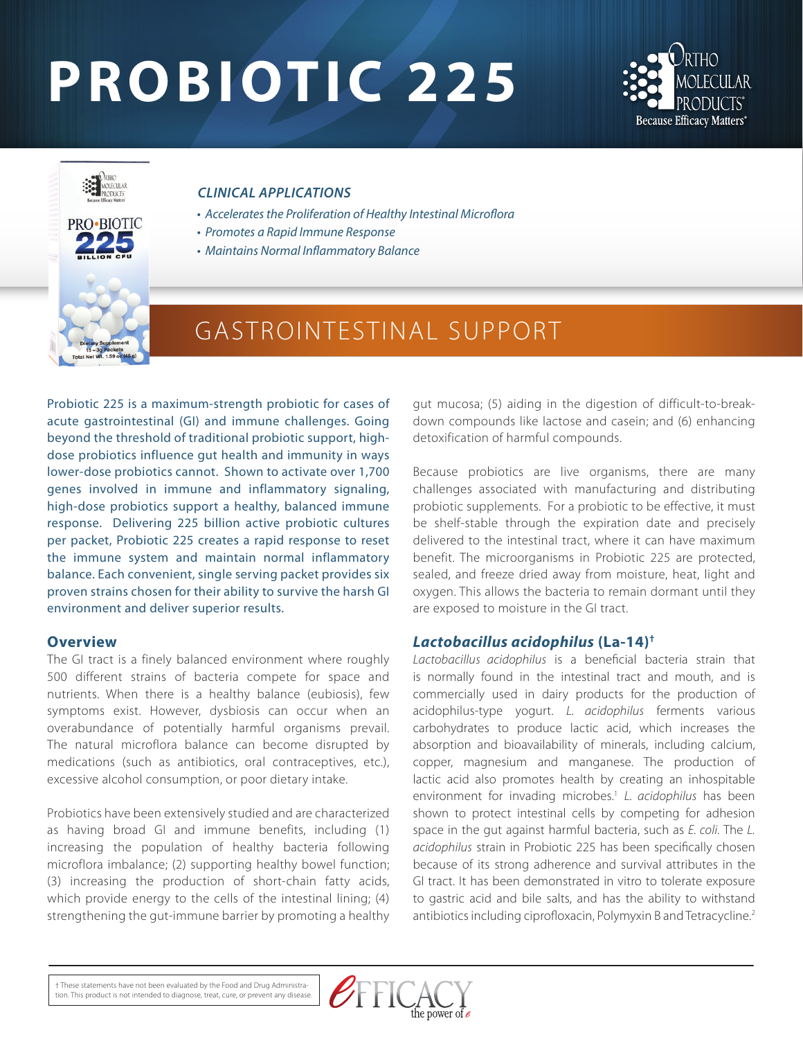# PROBIOTIC 225

### *CLINICAL APPLICATIONS*

- *Accelerates the Proliferation of Healthy Intestinal Microflora*
- *Promotes a Rapid Immune Response*
- *Maintains Normal Inflammatory Balance*

## GASTROINTESTINAL SUPPORT

Probiotic 225 is a maximum-strength probiotic for cases of acute gastrointestinal (GI) and immune challenges. Going beyond the threshold of traditional probiotic support, high-dose probiotics influence gut health and immunity in ways lower-dose probiotics cannot. Shown to activate over 1,700 genes involved in immune and inflammatory signaling, high-dose probiotics support a healthy, balanced immune response. Delivering 225 billion active probiotic cultures per packet, Probiotic 225 creates a rapid response to reset the immune system and maintain normal inflammatory balance. Each convenient, single serving packet provides six proven strains chosen for their ability to survive the harsh GI environment and deliver superior results.

### Overview

The GI tract is a finely balanced environment where roughly 500 different strains of bacteria compete for space and nutrients. When there is a healthy balance (eubiosis), few symptoms exist. However, dysbiosis can occur when an overabundance of potentially harmful organisms prevail. The natural microflora balance can become disrupted by medications (such as antibiotics, oral contraceptives, etc.), excessive alcohol consumption, or poor dietary intake.

Probiotics have been extensively studied and are characterized as having broad GI and immune benefits, including (1) increasing the population of healthy bacteria following microflora imbalance; (2) supporting healthy bowel function; (3) increasing the production of short-chain fatty acids, which provide energy to the cells of the intestinal lining; (4) strengthening the gut-immune barrier by promoting a healthy gut mucosa; (5) aiding in the digestion of difficult-to-break-down compounds like lactose and casein; and (6) enhancing detoxification of harmful compounds.

Because probiotics are live organisms, there are many challenges associated with manufacturing and distributing probiotic supplements. For a probiotic to be effective, it must be shelf-stable through the expiration date and precisely delivered to the intestinal tract, where it can have maximum benefit. The microorganisms in Probiotic 225 are protected, sealed, and freeze dried away from moisture, heat, light and oxygen. This allows the bacteria to remain dormant until they are exposed to moisture in the GI tract.

### *Lactobacillus acidophilus* (La-14)†

*Lactobacillus acidophilus* is a beneficial bacteria strain that is normally found in the intestinal tract and mouth, and is commercially used in dairy products for the production of acidophilus-type yogurt. *L. acidophilus* ferments various carbohydrates to produce lactic acid, which increases the absorption and bioavailability of minerals, including calcium, copper, magnesium and manganese. The production of lactic acid also promotes health by creating an inhospitable environment for invading microbes.[1] *L. acidophilus* has been shown to protect intestinal cells by competing for adhesion space in the gut against harmful bacteria, such as *E. coli*. The *L. acidophilus* strain in Probiotic 225 has been specifically chosen because of its strong adherence and survival attributes in the GI tract. It has been demonstrated in vitro to tolerate exposure to gastric acid and bile salts, and has the ability to withstand antibiotics including ciprofloxacin, Polymyxin B and Tetracycline.[2]

† These statements have not been evaluated by the Food and Drug Administration. This product is not intended to diagnose, treat, cure, or prevent any disease.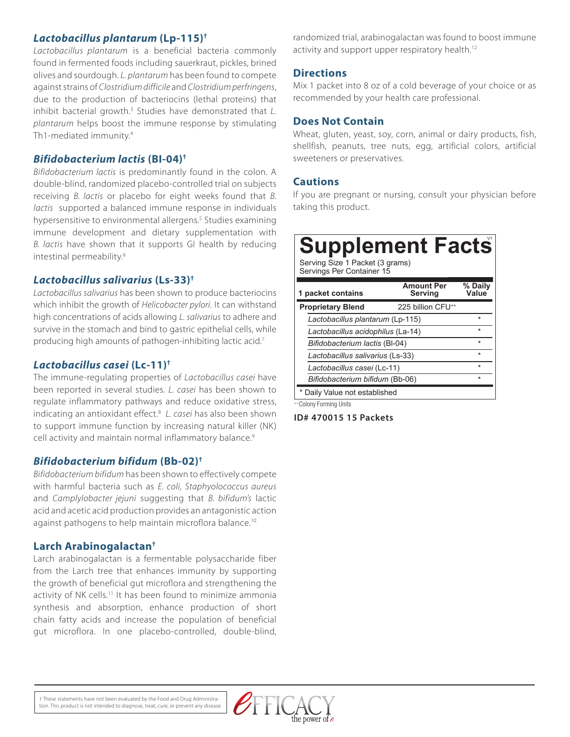### ***Lactobacillus plantarum*** **(Lp-115)†**

*Lactobacillus plantarum* is a beneficial bacteria commonly found in fermented foods including sauerkraut, pickles, brined olives and sourdough. *L. plantarum* has been found to compete against strains of *Clostridium difficile* and *Clostridium perfringens*, due to the production of bacteriocins (lethal proteins) that inhibit bacterial growth.[3] Studies have demonstrated that *L. plantarum* helps boost the immune response by stimulating Th1-mediated immunity.[4]

### ***Bifidobacterium lactis*** **(Bl-04)†**

*Bifidobacterium lactis* is predominantly found in the colon. A double-blind, randomized placebo-controlled trial on subjects receiving *B. lactis* or placebo for eight weeks found that *B. lactis* supported a balanced immune response in individuals hypersensitive to environmental allergens.[5] Studies examining immune development and dietary supplementation with *B. lactis* have shown that it supports GI health by reducing intestinal permeability.[6]

### ***Lactobacillus salivarius*** **(Ls-33)†**

*Lactobacillus salivarius* has been shown to produce bacteriocins which inhibit the growth of *Helicobacter pylori*. It can withstand high concentrations of acids allowing *L. salivarius* to adhere and survive in the stomach and bind to gastric epithelial cells, while producing high amounts of pathogen-inhibiting lactic acid.[7]

### ***Lactobacillus casei*** **(Lc-11)†**

The immune-regulating properties of *Lactobacillus casei* have been reported in several studies. *L. casei* has been shown to regulate inflammatory pathways and reduce oxidative stress, indicating an antioxidant effect.[8] *L. casei* has also been shown to support immune function by increasing natural killer (NK) cell activity and maintain normal inflammatory balance.[9]

### ***Bifidobacterium bifidum*** **(Bb-02)†**

*Bifidobacterium bifidum* has been shown to effectively compete with harmful bacteria such as *E. coli, Staphyolococcus aureus* and *Camplylobacter jejuni* suggesting that *B. bifidum's* lactic acid and acetic acid production provides an antagonistic action against pathogens to help maintain microflora balance.[10]

### **Larch Arabinogalactan†**

Larch arabinogalactan is a fermentable polysaccharide fiber from the Larch tree that enhances immunity by supporting the growth of beneficial gut microflora and strengthening the activity of NK cells.[11] It has been found to minimize ammonia synthesis and absorption, enhance production of short chain fatty acids and increase the population of beneficial gut microflora. In one placebo-controlled, double-blind, randomized trial, arabinogalactan was found to boost immune activity and support upper respiratory health.[12]

### **Directions**

Mix 1 packet into 8 oz of a cold beverage of your choice or as recommended by your health care professional.

### **Does Not Contain**

Wheat, gluten, yeast, soy, corn, animal or dairy products, fish, shellfish, peanuts, tree nuts, egg, artificial colors, artificial sweeteners or preservatives.

### **Cautions**

If you are pregnant or nursing, consult your physician before taking this product.

## Supplement Facts

Serving Size 1 Packet (3 grams)
Servings Per Container 15

| 1 packet contains | Amount Per Serving | % Daily Value |
|---|---|---|
| **Proprietary Blend** | 225 billion CFU++ | |
| *Lactobacillus plantarum* (Lp-115) | | * |
| *Lactobacillus acidophilus* (La-14) | | * |
| *Bifidobacterium lactis* (Bl-04) | | * |
| *Lactobacillus salivarius* (Ls-33) | | * |
| *Lactobacillus casei* (Lc-11) | | * |
| *Bifidobacterium bifidum* (Bb-06) | | * |

\* Daily Value not established

++Colony Forming Units

**ID# 470015 15 Packets**

† These statements have not been evaluated by the Food and Drug Administration. This product is not intended to diagnose, treat, cure, or prevent any disease.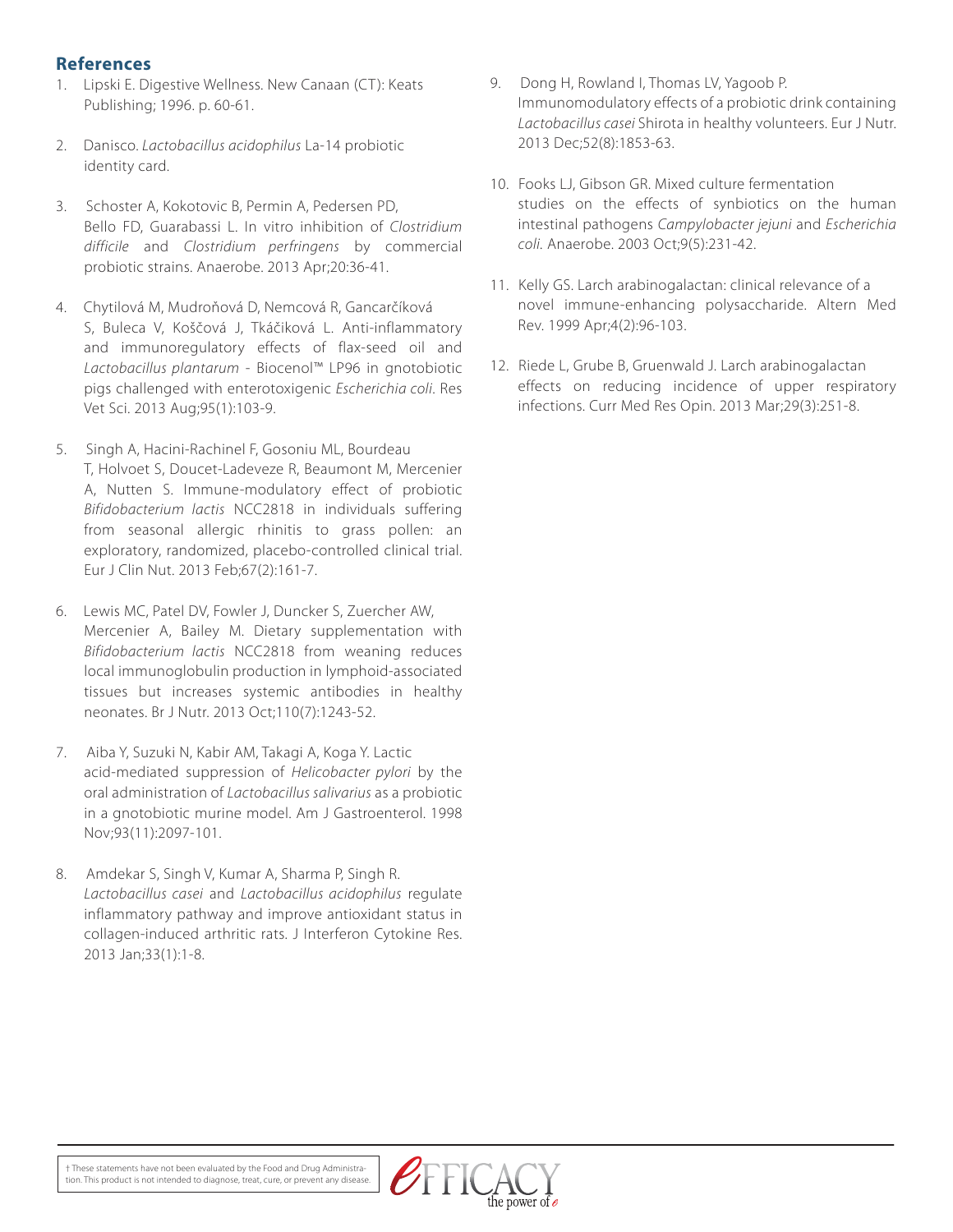## References

1. Lipski E. Digestive Wellness. New Canaan (CT): Keats Publishing; 1996. p. 60-61.

2. Danisco. *Lactobacillus acidophilus* La-14 probiotic identity card.

3. Schoster A, Kokotovic B, Permin A, Pedersen PD, Bello FD, Guarabassi L. In vitro inhibition of *Clostridium difficile* and *Clostridium perfringens* by commercial probiotic strains. Anaerobe. 2013 Apr;20:36-41.

4. Chytilová M, Mudroňová D, Nemcová R, Gancarčíková S, Buleca V, Koščová J, Tkáčiková L. Anti-inflammatory and immunoregulatory effects of flax-seed oil and *Lactobacillus plantarum* - Biocenol™ LP96 in gnotobiotic pigs challenged with enterotoxigenic *Escherichia coli*. Res Vet Sci. 2013 Aug;95(1):103-9.

5. Singh A, Hacini-Rachinel F, Gosoniu ML, Bourdeau T, Holvoet S, Doucet-Ladeveze R, Beaumont M, Mercenier A, Nutten S. Immune-modulatory effect of probiotic *Bifidobacterium lactis* NCC2818 in individuals suffering from seasonal allergic rhinitis to grass pollen: an exploratory, randomized, placebo-controlled clinical trial. Eur J Clin Nut. 2013 Feb;67(2):161-7.

6. Lewis MC, Patel DV, Fowler J, Duncker S, Zuercher AW, Mercenier A, Bailey M. Dietary supplementation with *Bifidobacterium lactis* NCC2818 from weaning reduces local immunoglobulin production in lymphoid-associated tissues but increases systemic antibodies in healthy neonates. Br J Nutr. 2013 Oct;110(7):1243-52.

7. Aiba Y, Suzuki N, Kabir AM, Takagi A, Koga Y. Lactic acid-mediated suppression of *Helicobacter pylori* by the oral administration of *Lactobacillus salivarius* as a probiotic in a gnotobiotic murine model. Am J Gastroenterol. 1998 Nov;93(11):2097-101.

8. Amdekar S, Singh V, Kumar A, Sharma P, Singh R. *Lactobacillus casei* and *Lactobacillus acidophilus* regulate inflammatory pathway and improve antioxidant status in collagen-induced arthritic rats. J Interferon Cytokine Res. 2013 Jan;33(1):1-8.

9. Dong H, Rowland I, Thomas LV, Yagoob P. Immunomodulatory effects of a probiotic drink containing *Lactobacillus casei* Shirota in healthy volunteers. Eur J Nutr. 2013 Dec;52(8):1853-63.

10. Fooks LJ, Gibson GR. Mixed culture fermentation studies on the effects of synbiotics on the human intestinal pathogens *Campylobacter jejuni* and *Escherichia coli.* Anaerobe. 2003 Oct;9(5):231-42.

11. Kelly GS. Larch arabinogalactan: clinical relevance of a novel immune-enhancing polysaccharide. Altern Med Rev. 1999 Apr;4(2):96-103.

12. Riede L, Grube B, Gruenwald J. Larch arabinogalactan effects on reducing incidence of upper respiratory infections. Curr Med Res Opin. 2013 Mar;29(3):251-8.

† These statements have not been evaluated by the Food and Drug Administration. This product is not intended to diagnose, treat, cure, or prevent any disease.

eFFICACY the power of e